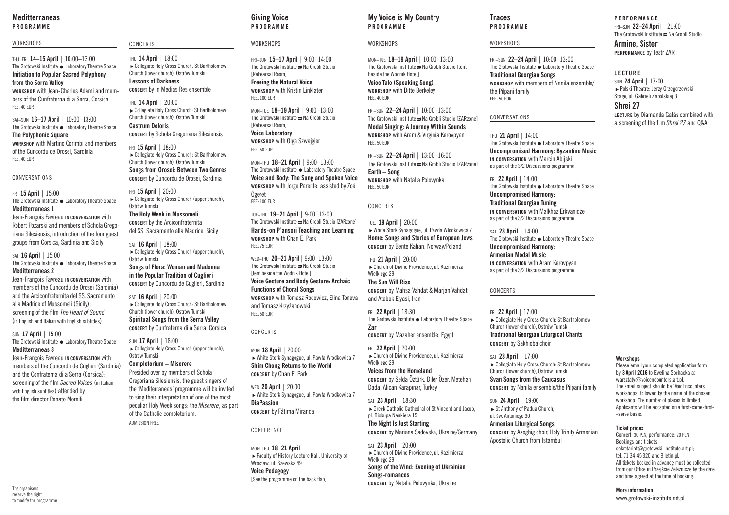## Meditterraneas
**PROGRAMME**

### WORKSHOPS

THU–FRI **14–15 April** | 10:00–13:00
The Grotowski Institute ● Laboratory Theatre Space
**Initiation to Popular Sacred Polyphony from the Serra Valley**
**WORKSHOP** with Jean-Charles Adami and members of the Cunfraterna di a Serra, Corsica
FEE: 40 EUR

SAT–SUN **16–17 April** | 10:00–13:00
The Grotowski Institute ● Laboratory Theatre Space
**The Polyphonic Square**
**WORKSHOP** with Martino Corimbi and members of the Cuncordu de Orosei, Sardinia
FEE: 40 EUR

### CONVERSATIONS

FRI **15 April** | 15:00
The Grotowski Institute ● Laboratory Theatre Space
**Meditterraneas 1**
Jean-François Favreau **IN CONVERSATION** with Robert Pożarski and members of Schola Gregoriana Silesiensis, introduction of the four guest groups from Corsica, Sardinia and Sicily

SAT **16 April** | 15:00
The Grotowski Institute ● Laboratory Theatre Space
**Meditterraneas 2**
Jean-François Favreau **IN CONVERSATION** with members of the Cuncordu de Orosei (Sardinia) and the Arciconfraternita del SS. Sacramento alla Madrice of Mussomeli (Sicily); screening of the film *The Heart of Sound* (in English and Italian with English subtitles)

SUN **17 April** | 15:00
The Grotowski Institute ● Laboratory Theatre Space
**Meditterraneas 3**
Jean-François Favreau **IN CONVERSATION** with members of the Cuncordu de Cuglieri (Sardinia) and the Confraterna di a Serra (Corsica); screening of the film *Sacred Voices* (in Italian with English subtitles) attended by the film director Renato Morelli

### CONCERTS

THU **14 April** | 18:00
► Collegiate Holy Cross Church: St Bartholomew Church (lower church), Ostrów Tumski
**Lessons of Darkness**
**CONCERT** by In Medias Res ensemble

THU **14 April** | 20:00
► Collegiate Holy Cross Church: St Bartholomew Church (lower church), Ostrów Tumski
**Castrum Doloris**
**CONCERT** by Schola Gregoriana Silesiensis

FRI **15 April** | 18:00
► Collegiate Holy Cross Church: St Bartholomew Church (lower church), Ostrów Tumski
**Songs from Orosei: Between Two Genres**
**CONCERT** by Cuncordu de Orosei, Sardinia

FRI **15 April** | 20:00
► Collegiate Holy Cross Church (upper church), Ostrów Tumski
**The Holy Week in Mussomeli**
**CONCERT** by the Arciconfraternita del SS. Sacramento alla Madrice, Sicily

SAT **16 April** | 18:00
► Collegiate Holy Cross Church (upper church), Ostrów Tumski
**Songs of Flora: Woman and Madonna in the Popular Tradition of Cuglieri**
**CONCERT** by Cuncordu de Cuglieri, Sardinia

SAT **16 April** | 20:00
► Collegiate Holy Cross Church: St Bartholomew Church (lower church), Ostrów Tumski
**Spiritual Songs from the Serra Valley**
**CONCERT** by Cunfraterna di a Serra, Corsica

SUN **17 April** | 18:00
► Collegiate Holy Cross Church (upper church), Ostrów Tumski
**Completorium – Miserere**
Presided over by members of Schola Gregoriana Silesiensis, the guest singers of the 'Mediterraneas' programme will be invited to sing their interpretation of one of the most peculiar Holy Week songs: the *Miserere*, as part of the Catholic completorium.
ADMISSION FREE

The organisers reserve the right to modify the programme.

## Giving Voice
**PROGRAMME**

### WORKSHOPS

FRI–SUN **15–17 April** | 9:00–14:00
The Grotowski Institute ≡ Na Grobli Studio [Rehearsal Room]
**Freeing the Natural Voice**
**WORKSHOP** with Kristin Linklater
FEE: 100 EUR

MON–TUE **18–19 April** | 9:00–13:00
The Grotowski Institute ≡ Na Grobli Studio [Rehearsal Room]
**Voice Laboratory**
**WORKSHOP** with Olga Szwajgier
FEE: 50 EUR

MON–THU **18–21 April** | 9:00–13:00
The Grotowski Institute ● Laboratory Theatre Space
**Voice and Body: The Sung and Spoken Voice**
**WORKSHOP** with Jorge Parente, assisted by Zoé Ogeret
FEE: 100 EUR

TUE–THU **19–21 April** | 9:00–13:00
The Grotowski Institute ≡ Na Grobli Studio [ZARzone]
**Hands-on P'ansori Teaching and Learning**
**WORKSHOP** with Chan E. Park
FEE: 75 EUR

WED–THU **20–21 April** | 9:00–13:00
The Grotowski Institute ≡ Na Grobli Studio [tent beside the Wodnik Hotel]
**Voice Gesture and Body Gesture: Archaic Functions of Choral Songs**
**WORKSHOP** with Tomasz Rodowicz, Elina Toneva and Tomasz Krzyżanowski
FEE: 50 EUR

### CONCERTS

MON **18 April** | 20:00
► White Stork Synagogue, ul. Pawła Włodkowica 7
**Shim Chong Returns to the World**
**CONCERT** by Chan E. Park

WED **20 April** | 20:00
► White Stork Synagogue, ul. Pawła Włodkowica 7
**DiaPassion**
**CONCERT** by Fátima Miranda

### CONFERENCE

MON–THU **18–21 April**
► Faculty of History Lecture Hall, University of Wrocław, ul. Szewska 49
**Voice Pedagogy**
[See the programme on the back flap]

## My Voice is My Country
**PROGRAMME**

### WORKSHOPS

MON–TUE **18–19 April** | 10:00–13:00
The Grotowski Institute ≡ Na Grobli Studio [tent beside the Wodnik Hotel]
**Voice Tale (Speaking Song)**
**WORKSHOP** with Ditte Berkeley
FEE: 40 EUR

FRI–SUN **22–24 April** | 10:00–13:00
The Grotowski Institute ≡ Na Grobli Studio [ZARzone]
**Modal Singing: A Journey Within Sounds**
**WORKSHOP** with Aram & Virginia Kerovpyan
FEE: 50 EUR

FRI–SUN **22–24 April** | 13:00–16:00
The Grotowski Institute ≡ Na Grobli Studio [ZARzone]
**Earth – Song**
**WORKSHOP** with Natalia Polovynka
FEE: 50 EUR

### CONCERTS

TUE **19 April** | 20:00
► White Stork Synagogue, ul. Pawła Włodkowica 7
**Home: Songs and Stories of European Jews**
**CONCERT** by Bente Kahan, Norway/Poland

THU **21 April** | 20:00
► Church of Divine Providence, ul. Kazimierza Wielkiego 29
**The Sun Will Rise**
**CONCERT** by Mahsa Vahdat & Marjan Vahdat and Atabak Elyasi, Iran

FRI **22 April** | 18:30
The Grotowski Institute ● Laboratory Theatre Space
**Zār**
**CONCERT** by Mazaher ensemble, Egypt

FRI **22 April** | 20:00
► Church of Divine Providence, ul. Kazimierza Wielkiego 29
**Voices from the Homeland**
**CONCERT** by Selda Öztürk, Diler Özer, Metehan Dada, Alican Karapınar, Turkey

SAT **23 April** | 18:30
► Greek Catholic Cathedral of St Vincent and Jacob, pl. Biskupa Nankiera 15
**The Night Is Just Starting**
**CONCERT** by Mariana Sadovska, Ukraine/Germany

SAT **23 April** | 20:00
► Church of Divine Providence, ul. Kazimierza Wielkiego 29
**Songs of the Wind: Evening of Ukrainian Songs-romances**
**CONCERT** by Natalia Polovynka, Ukraine

## Traces
**PROGRAMME**

### WORKSHOPS

FRI–SUN **22–24 April** | 10:00–13:00
The Grotowski Institute ● Laboratory Theatre Space
**Traditional Georgian Songs**
**WORKSHOP** with members of Nanila ensemble/the Pilpani family
FEE: 50 EUR

### CONVERSATIONS

THU **21 April** | 14:00
The Grotowski Institute ● Laboratory Theatre Space
**Uncompromised Harmony: Byzantine Music**
**IN CONVERSATION** with Marcin Abijski as part of the 3/2 Discussions programme

FRI **22 April** | 14:00
The Grotowski Institute ● Laboratory Theatre Space
**Uncompromised Harmony: Traditional Georgian Tuning**
**IN CONVERSATION** with Malkhaz Erkvanidze as part of the 3/2 Discussions programme

SAT **23 April** | 14:00
The Grotowski Institute ● Laboratory Theatre Space
**Uncompromised Harmony: Armenian Modal Music**
**IN CONVERSATION** with Aram Kerovpyan as part of the 3/2 Discussions programme

### CONCERTS

FRI **22 April** | 17:00
► Collegiate Holy Cross Church: St Bartholomew Church (lower church), Ostrów Tumski
**Traditional Georgian Liturgical Chants**
**CONCERT** by Sakhioba choir

SAT **23 April** | 17:00
► Collegiate Holy Cross Church: St Bartholomew Church (lower church), Ostrów Tumski
**Svan Songs from the Caucasus**
**CONCERT** by Nanila ensemble/the Pilpani family

SUN **24 April** | 19:00
► St Anthony of Padua Church, ul. św. Antoniego 30
**Armenian Liturgical Songs**
**CONCERT** by Asoghig choir, Holy Trinity Armenian Apostolic Church from Istambul

### PERFORMANCE

FRI–SUN **22–24 April** | 21:00
The Grotowski Institute ≡ Na Grobli Studio
**Armine, Sister**
**PERFORMANCE** by Teatr ZAR

### LECTURE

SUN **24 April** | 17:00
► Polski Theatre: Jerzy Grzegorzewski Stage, ul. Gabrieli Zapolskiej 3
**Shrei 27**
**LECTURE** by Diamanda Galás combined with a screening of the film *Shrei 27* and Q&A

**Workshops**
Please email your completed application form by **3 April 2016** to Ewelina Sochacka at warsztaty@voicecounters.art.pl. The email subject should be 'VoicEncounters workshops' followed by the name of the chosen workshop. The number of places is limited. Applicants will be accepted on a first-come-first--serve basis.

**Ticket prices**
Concert: 30 PLN, performance: 20 PLN
Bookings and tickets: sekretariat@grotowski-institute.art.pl; tel. 71 34 45 320 and Biletin.pl.
All tickets booked in advance must be collected from our Office in Przejście Żelaźnicze by the date and time agreed at the time of booking.

**More information**
www.grotowski-institute.art.pl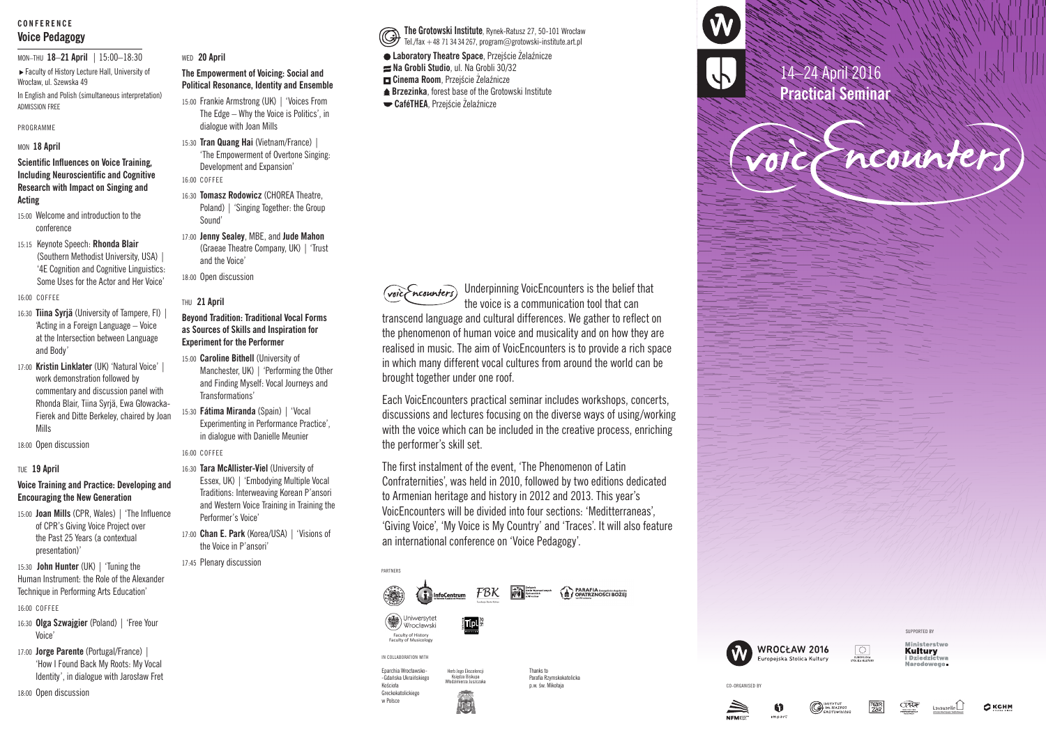CONFERENCE

## Voice Pedagogy

MON–THU **18–21 April** | 15:00–18:30

▸ Faculty of History Lecture Hall, University of Wrocław, ul. Szewska 49

In English and Polish (simultaneous interpretation)
ADMISSION FREE

PROGRAMME

### MON 18 April

**Scientific Influences on Voice Training, Including Neuroscientific and Cognitive Research with Impact on Singing and Acting**

15:00 Welcome and introduction to the conference

15:15 Keynote Speech: **Rhonda Blair** (Southern Methodist University, USA) | '4E Cognition and Cognitive Linguistics: Some Uses for the Actor and Her Voice'

16:00 COFFEE

16:30 **Tiina Syrjä** (University of Tampere, FI) | 'Acting in a Foreign Language – Voice at the Intersection between Language and Body'

17:00 **Kristin Linklater** (UK) 'Natural Voice' | work demonstration followed by commentary and discussion panel with Rhonda Blair, Tiina Syrjä, Ewa Głowacka-Fierek and Ditte Berkeley, chaired by Joan Mills

18:00 Open discussion

### TUE 19 April

**Voice Training and Practice: Developing and Encouraging the New Generation**

15:00 **Joan Mills** (CPR, Wales) | 'The Influence of CPR's Giving Voice Project over the Past 25 Years (a contextual presentation)'

15:30 **John Hunter** (UK) | 'Tuning the Human Instrument: the Role of the Alexander Technique in Performing Arts Education'

16:00 COFFEE

16:30 **Olga Szwajgier** (Poland) | 'Free Your Voice'

17:00 **Jorge Parente** (Portugal/France) | 'How I Found Back My Roots: My Vocal Identity', in dialogue with Jarosław Fret

18:00 Open discussion

### WED 20 April

**The Empowerment of Voicing: Social and Political Resonance, Identity and Ensemble**

15:00 Frankie Armstrong (UK) | 'Voices From The Edge – Why the Voice is Politics', in dialogue with Joan Mills

15:30 **Tran Quang Hai** (Vietnam/France) | 'The Empowerment of Overtone Singing: Development and Expansion'

16:00 COFFEE

16:30 **Tomasz Rodowicz** (CHOREA Theatre, Poland) | 'Singing Together: the Group Sound'

17:00 **Jenny Sealey**, MBE, and **Jude Mahon** (Graeae Theatre Company, UK) | 'Trust and the Voice'

18:00 Open discussion

### THU 21 April

**Beyond Tradition: Traditional Vocal Forms as Sources of Skills and Inspiration for Experiment for the Performer**

15:00 **Caroline Bithell** (University of Manchester, UK) | 'Performing the Other and Finding Myself: Vocal Journeys and Transformations'

15:30 **Fátima Miranda** (Spain) | 'Vocal Experimenting in Performance Practice', in dialogue with Danielle Meunier

16:00 COFFEE

16:30 **Tara McAllister-Viel** (University of Essex, UK) | 'Embodying Multiple Vocal Traditions: Interweaving Korean P'ansori and Western Voice Training in Training the Performer's Voice'

17:00 **Chan E. Park** (Korea/USA) | 'Visions of the Voice in P'ansori'

17:45 Plenary discussion

**The Grotowski Institute**, Rynek-Ratusz 27, 50-101 Wrocław
Tel./fax +48 71 34 34 267, program@grotowski-institute.art.pl

- **Laboratory Theatre Space**, Przejście Żelaźnicze
- **Na Grobli Studio**, ul. Na Grobli 30/32
- **Cinema Room**, Przejście Żelaźnicze
- **Brzezinka**, forest base of the Grotowski Institute
- **CaféTHEA**, Przejście Żelaźnicze

Underpinning VoicEncounters is the belief that the voice is a communication tool that can transcend language and cultural differences. We gather to reflect on the phenomenon of human voice and musicality and on how they are realised in music. The aim of VoicEncounters is to provide a rich space in which many different vocal cultures from around the world can be brought together under one roof.

Each VoicEncounters practical seminar includes workshops, concerts, discussions and lectures focusing on the diverse ways of using/working with the voice which can be included in the creative process, enriching the performer's skill set.

The first instalment of the event, 'The Phenomenon of Latin Confraternities', was held in 2010, followed by two editions dedicated to Armenian heritage and history in 2012 and 2013. This year's VoicEncounters will be divided into four sections: 'Meditterraneas', 'Giving Voice', 'My Voice is My Country' and 'Traces'. It will also feature an international conference on 'Voice Pedagogy'.

PARTNERS

InfoCentrum
FBK
PARAFIA OPATRZNOŚCI BOŻEJ
Uniwersytet Wrocławski
Faculty of History
Faculty of Musicology

IN COLLABORATION WITH

Eparchia Wrocławsko-Gdańska Ukraińskiego Kościoła Greckokatolickiego w Polsce

Herb Jego Ekscelencji Księdza Biskupa Włodzimierza Juszczaka

Thanks to
Parafia Rzymskokatolicka p.w. św. Mikołaja

# 14–24 April 2016
## Practical Seminar

voicEncounters

WROCŁAW 2016
Europejska Stolica Kultury

SUPPORTED BY

Ministerstwo Kultury i Dziedzictwa Narodowego

CO-ORGANISED BY

NFM
impart
Instytut im. Jerzego Grotowskiego
Teatr ZAR
CPR
Lavauzelle
KGHM